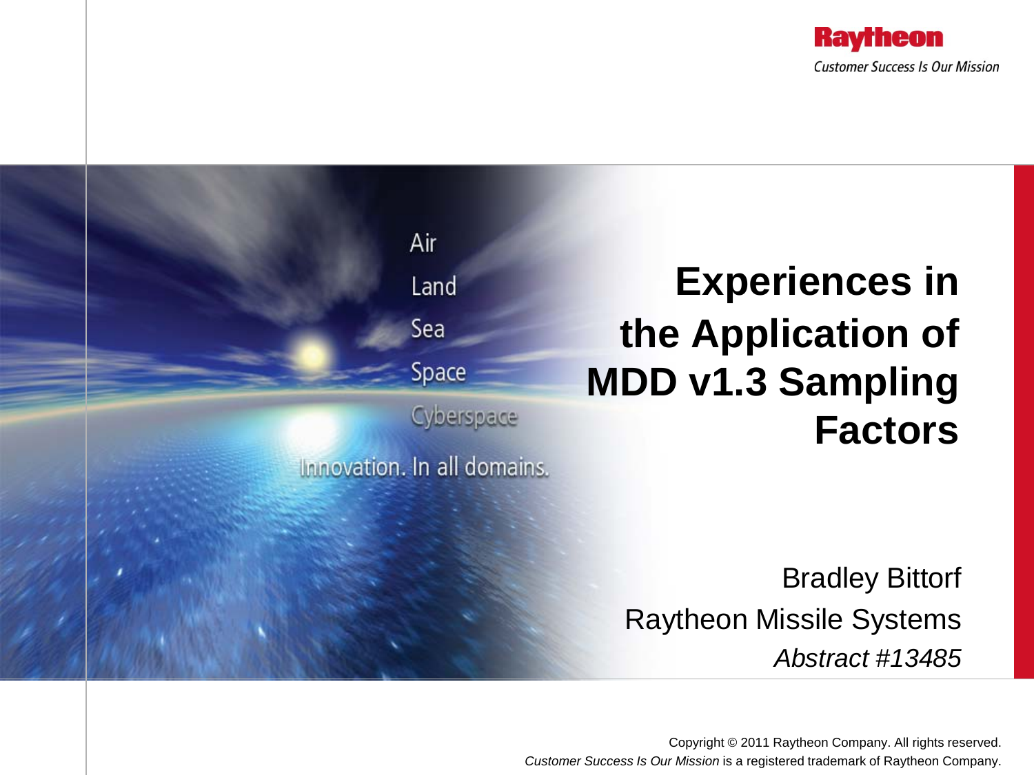Raytheon

Customer Success Is Our Mission

Air

Land

Sea

Space

Cyberspace

Innovation. In all domains.

# Experiences in the Application of MDD v1.3 Sampling Factors

Bradley Bittorf

Raytheon Missile Systems

*Abstract #13485*

Copyright © 2011 Raytheon Company. All rights reserved.

*Customer Success Is Our Mission* is a registered trademark of Raytheon Company.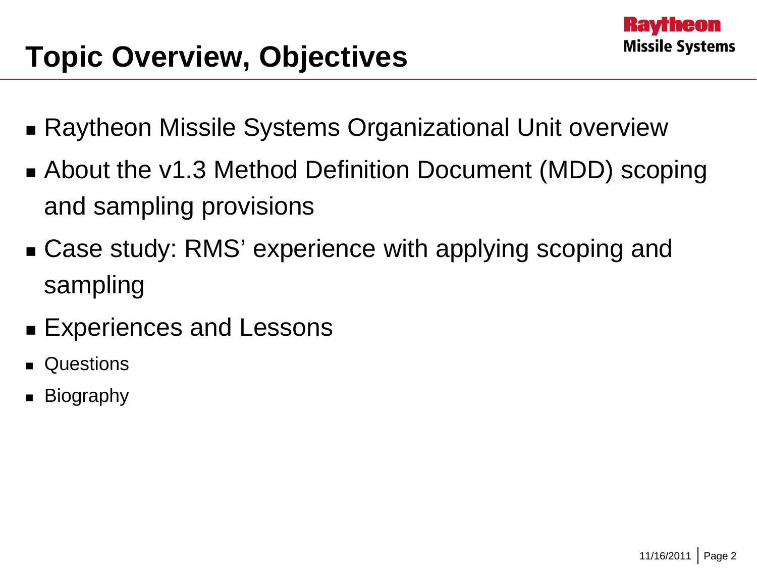# Topic Overview, Objectives

- Raytheon Missile Systems Organizational Unit overview
- About the v1.3 Method Definition Document (MDD) scoping and sampling provisions
- Case study: RMS' experience with applying scoping and sampling
- Experiences and Lessons
- Questions
- Biography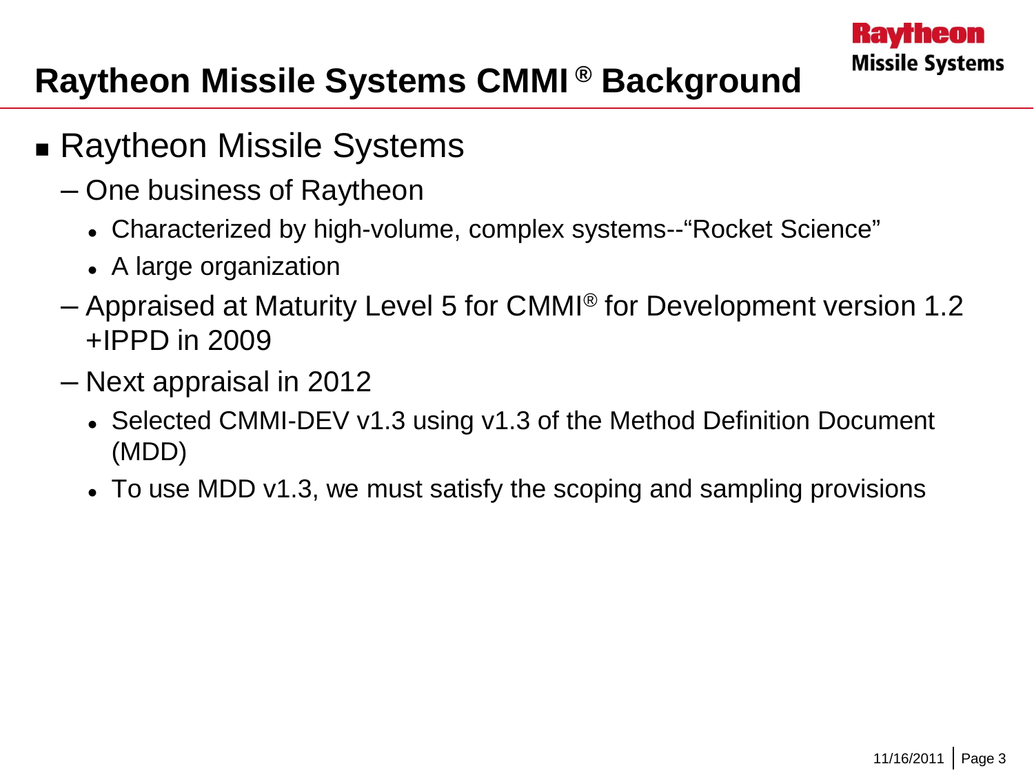# Raytheon Missile Systems CMMI® Background

- Raytheon Missile Systems
  - One business of Raytheon
    - Characterized by high-volume, complex systems--"Rocket Science"
    - A large organization
  - Appraised at Maturity Level 5 for CMMI® for Development version 1.2 +IPPD in 2009
  - Next appraisal in 2012
    - Selected CMMI-DEV v1.3 using v1.3 of the Method Definition Document (MDD)
    - To use MDD v1.3, we must satisfy the scoping and sampling provisions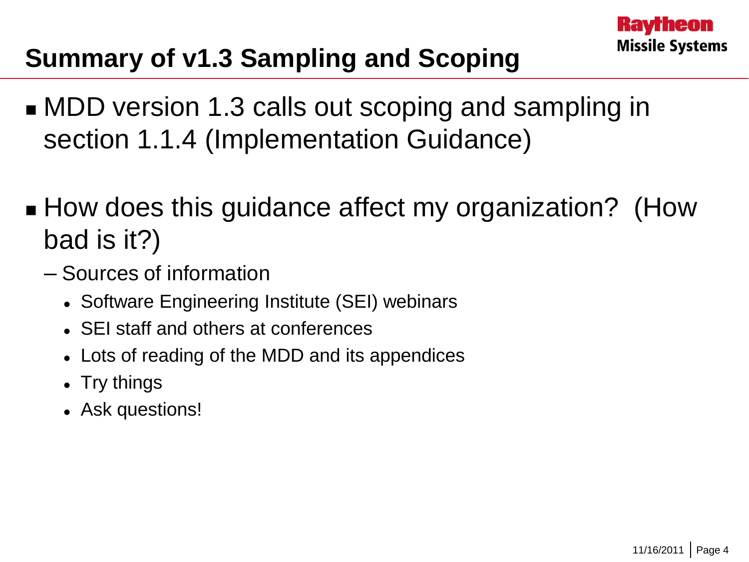# Summary of v1.3 Sampling and Scoping

- MDD version 1.3 calls out scoping and sampling in section 1.1.4 (Implementation Guidance)
- How does this guidance affect my organization? (How bad is it?)
  - Sources of information
    - Software Engineering Institute (SEI) webinars
    - SEI staff and others at conferences
    - Lots of reading of the MDD and its appendices
    - Try things
    - Ask questions!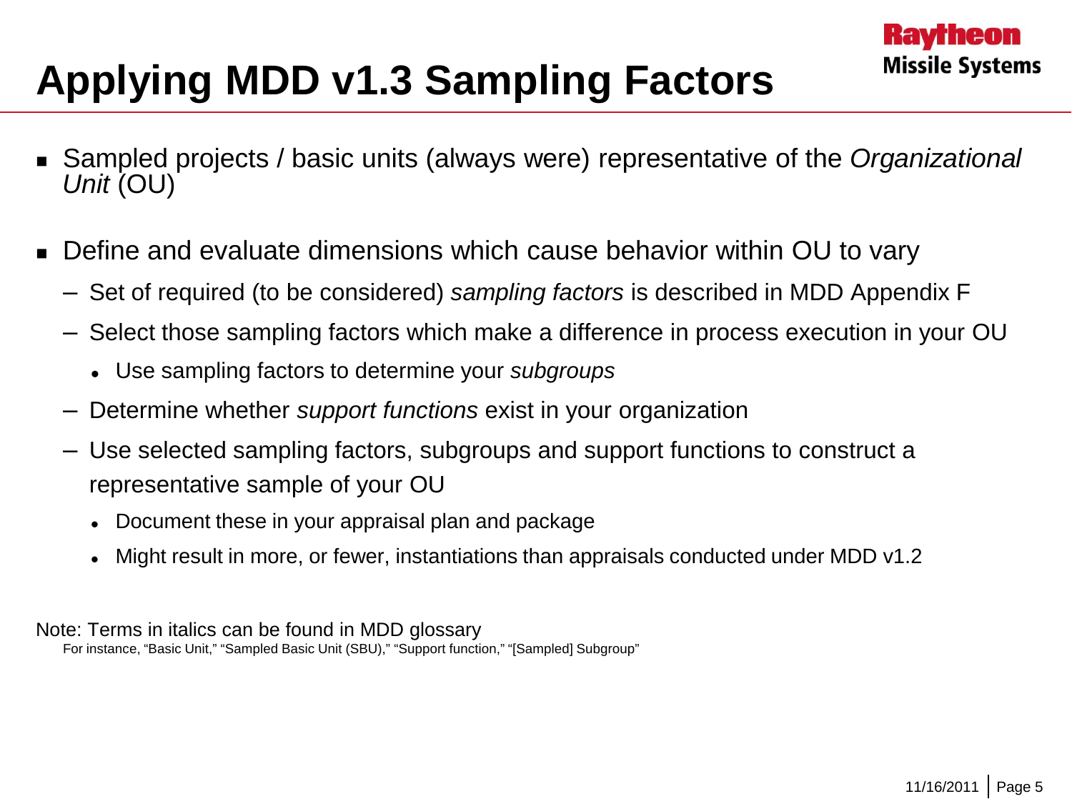# Applying MDD v1.3 Sampling Factors

- Sampled projects / basic units (always were) representative of the *Organizational Unit* (OU)
- Define and evaluate dimensions which cause behavior within OU to vary
  - Set of required (to be considered) *sampling factors* is described in MDD Appendix F
  - Select those sampling factors which make a difference in process execution in your OU
    - Use sampling factors to determine your *subgroups*
  - Determine whether *support functions* exist in your organization
  - Use selected sampling factors, subgroups and support functions to construct a representative sample of your OU
    - Document these in your appraisal plan and package
    - Might result in more, or fewer, instantiations than appraisals conducted under MDD v1.2

Note: Terms in italics can be found in MDD glossary

For instance, "Basic Unit," "Sampled Basic Unit (SBU)," "Support function," "[Sampled] Subgroup"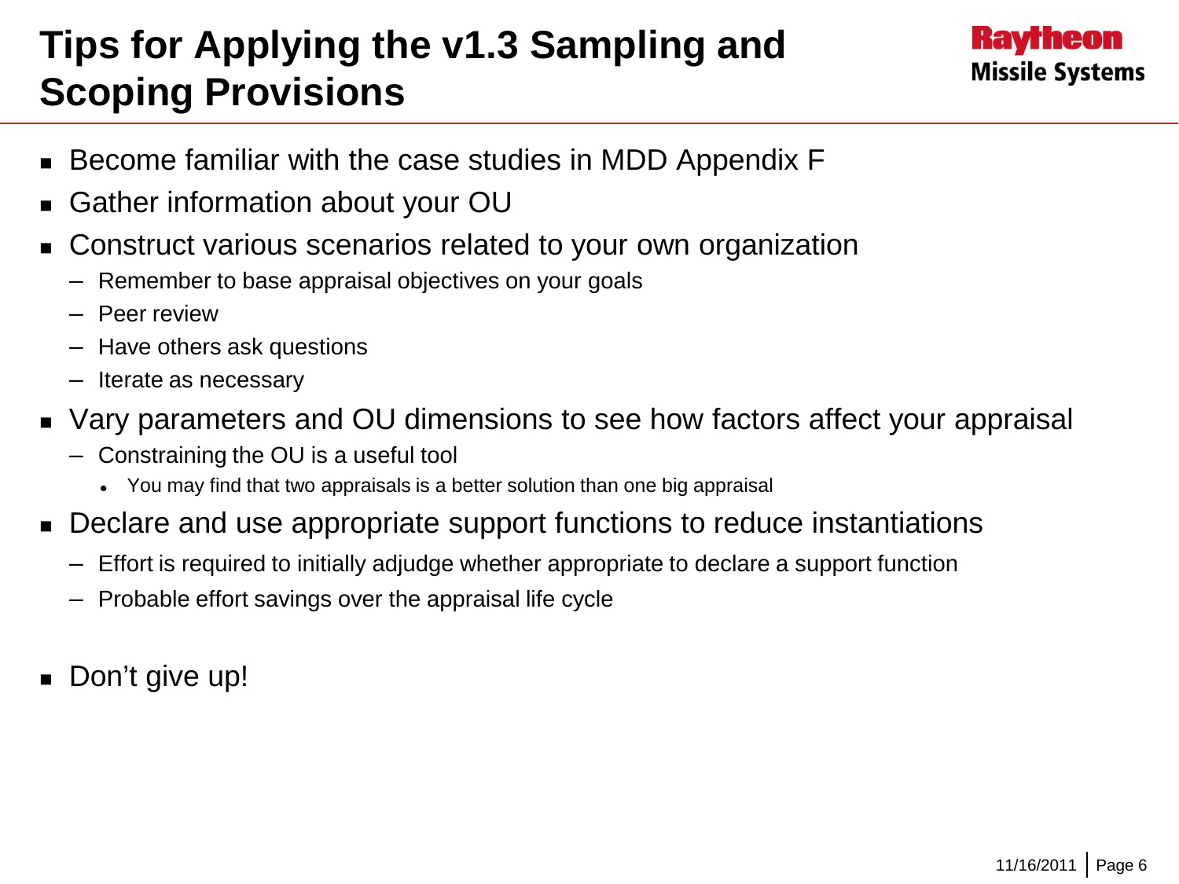# Tips for Applying the v1.3 Sampling and Scoping Provisions

- Become familiar with the case studies in MDD Appendix F
- Gather information about your OU
- Construct various scenarios related to your own organization
  - Remember to base appraisal objectives on your goals
  - Peer review
  - Have others ask questions
  - Iterate as necessary
- Vary parameters and OU dimensions to see how factors affect your appraisal
  - Constraining the OU is a useful tool
    - You may find that two appraisals is a better solution than one big appraisal
- Declare and use appropriate support functions to reduce instantiations
  - Effort is required to initially adjudge whether appropriate to declare a support function
  - Probable effort savings over the appraisal life cycle
- Don't give up!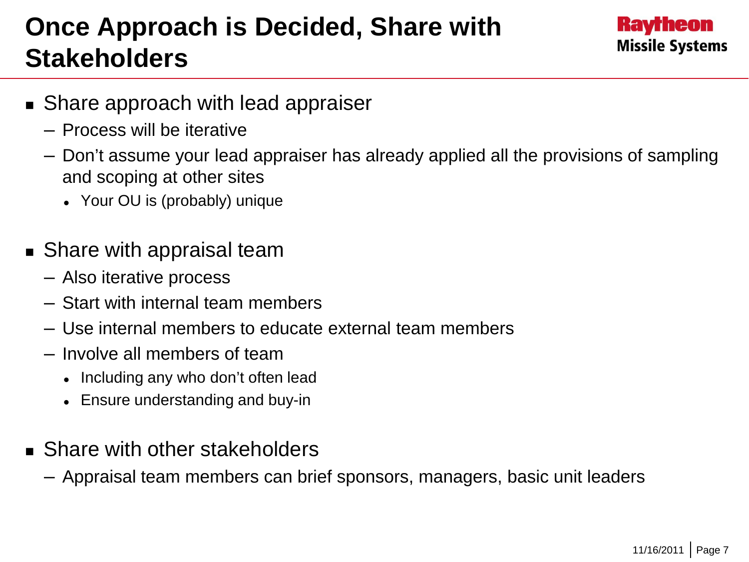# Once Approach is Decided, Share with Stakeholders

- Share approach with lead appraiser
  - Process will be iterative
  - Don't assume your lead appraiser has already applied all the provisions of sampling and scoping at other sites
    - Your OU is (probably) unique
- Share with appraisal team
  - Also iterative process
  - Start with internal team members
  - Use internal members to educate external team members
  - Involve all members of team
    - Including any who don't often lead
    - Ensure understanding and buy-in
- Share with other stakeholders
  - Appraisal team members can brief sponsors, managers, basic unit leaders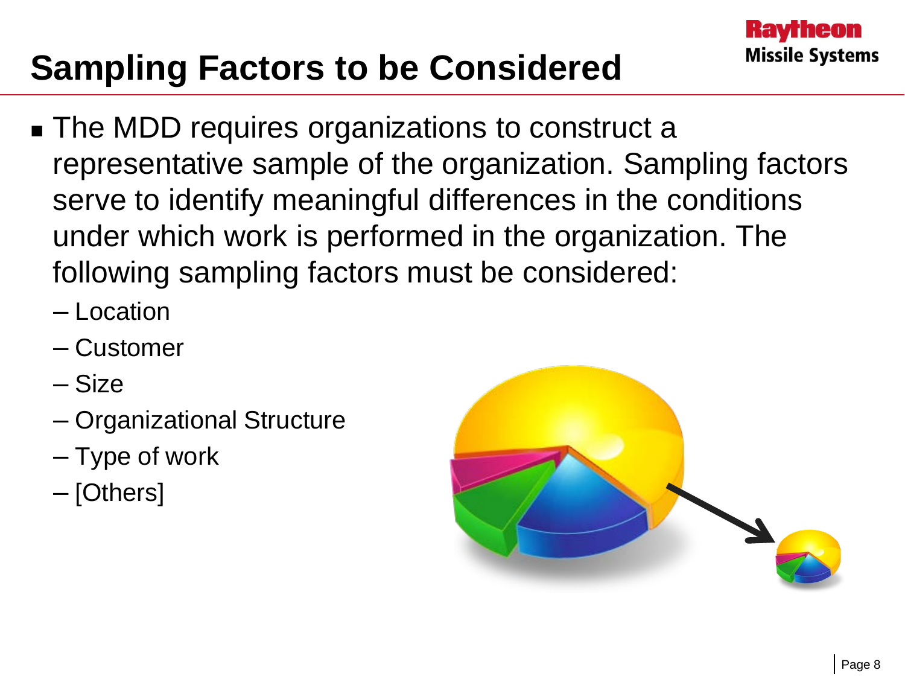# Sampling Factors to be Considered

- The MDD requires organizations to construct a representative sample of the organization. Sampling factors serve to identify meaningful differences in the conditions under which work is performed in the organization. The following sampling factors must be considered:
  - Location
  - Customer
  - Size
  - Organizational Structure
  - Type of work
  - [Others]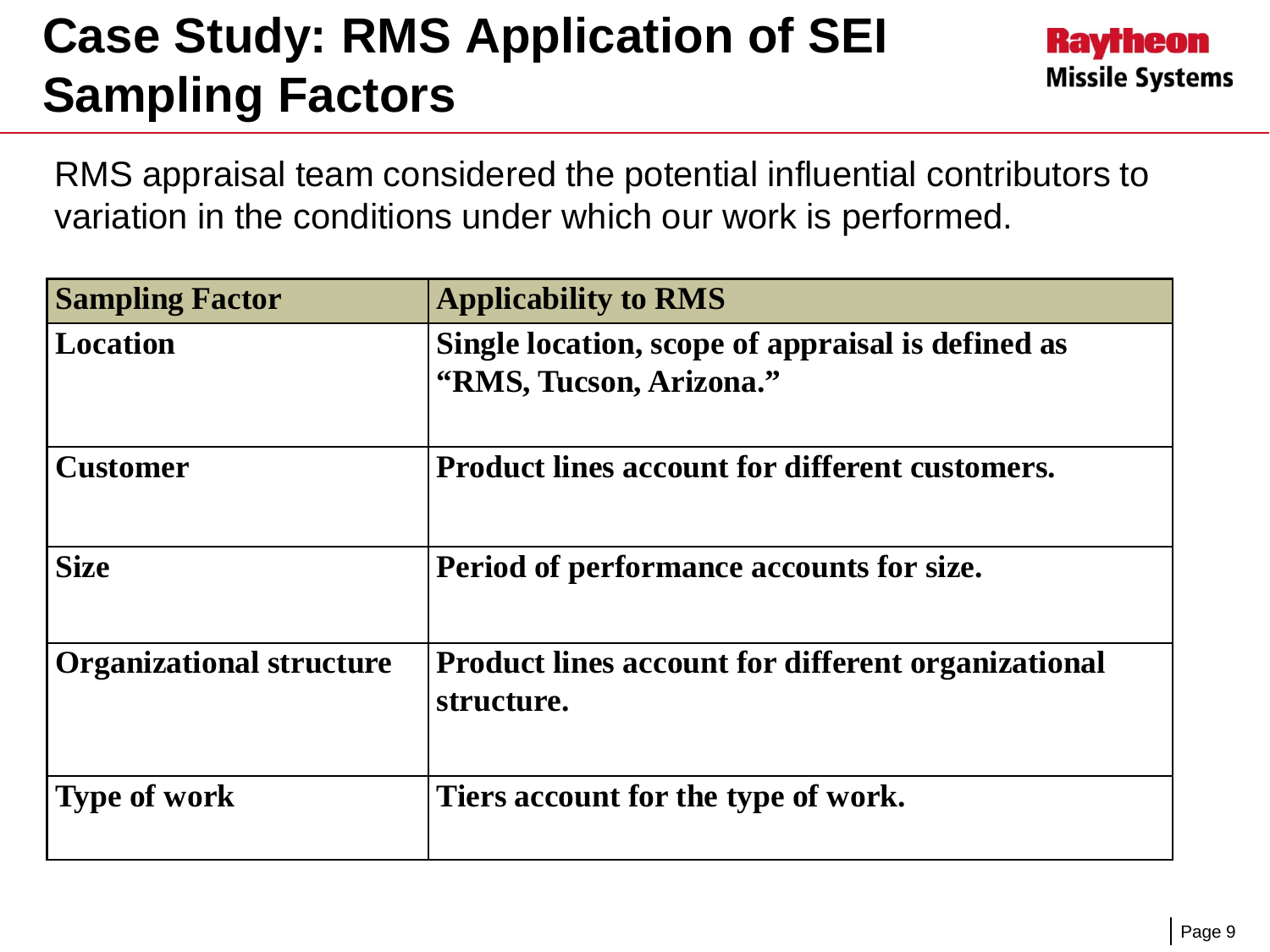# Case Study: RMS Application of SEI Sampling Factors

RMS appraisal team considered the potential influential contributors to variation in the conditions under which our work is performed.

| Sampling Factor | Applicability to RMS |
| --- | --- |
| Location | Single location, scope of appraisal is defined as "RMS, Tucson, Arizona." |
| Customer | Product lines account for different customers. |
| Size | Period of performance accounts for size. |
| Organizational structure | Product lines account for different organizational structure. |
| Type of work | Tiers account for the type of work. |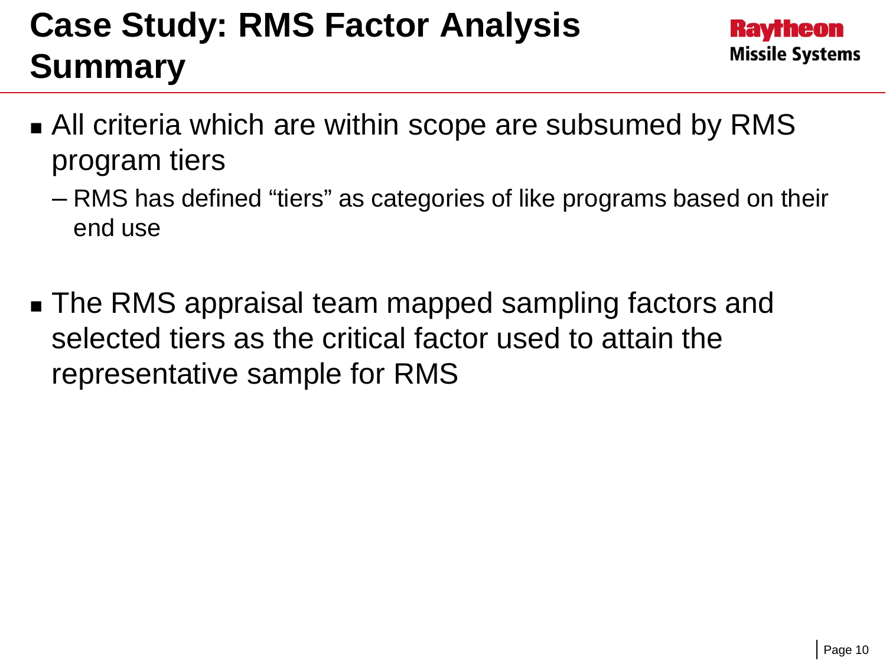# Case Study: RMS Factor Analysis Summary

Raytheon Missile Systems

- All criteria which are within scope are subsumed by RMS program tiers
  - RMS has defined “tiers” as categories of like programs based on their end use
- The RMS appraisal team mapped sampling factors and selected tiers as the critical factor used to attain the representative sample for RMS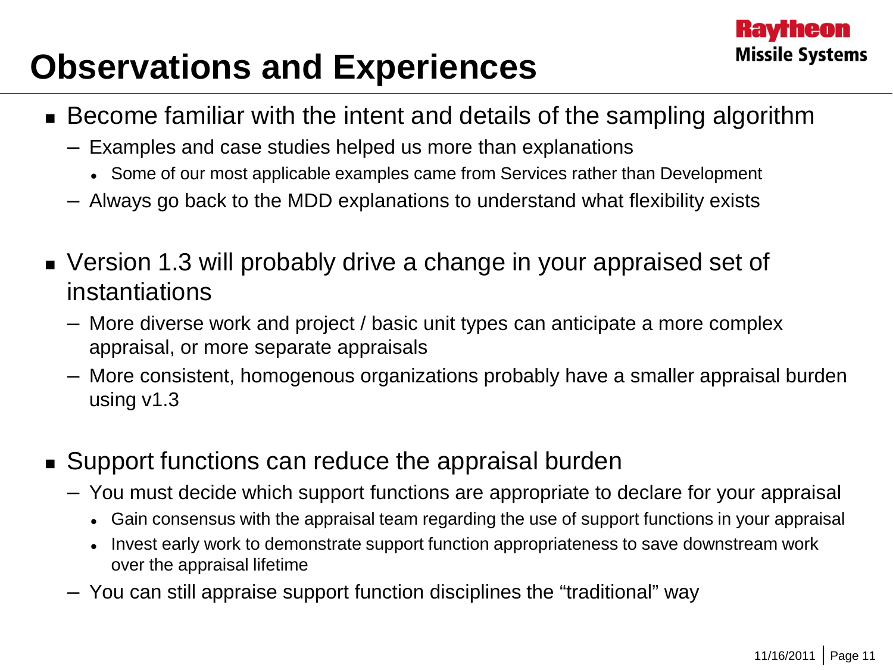# Observations and Experiences

- Become familiar with the intent and details of the sampling algorithm
  - Examples and case studies helped us more than explanations
    - Some of our most applicable examples came from Services rather than Development
  - Always go back to the MDD explanations to understand what flexibility exists
- Version 1.3 will probably drive a change in your appraised set of instantiations
  - More diverse work and project / basic unit types can anticipate a more complex appraisal, or more separate appraisals
  - More consistent, homogenous organizations probably have a smaller appraisal burden using v1.3
- Support functions can reduce the appraisal burden
  - You must decide which support functions are appropriate to declare for your appraisal
    - Gain consensus with the appraisal team regarding the use of support functions in your appraisal
    - Invest early work to demonstrate support function appropriateness to save downstream work over the appraisal lifetime
  - You can still appraise support function disciplines the “traditional” way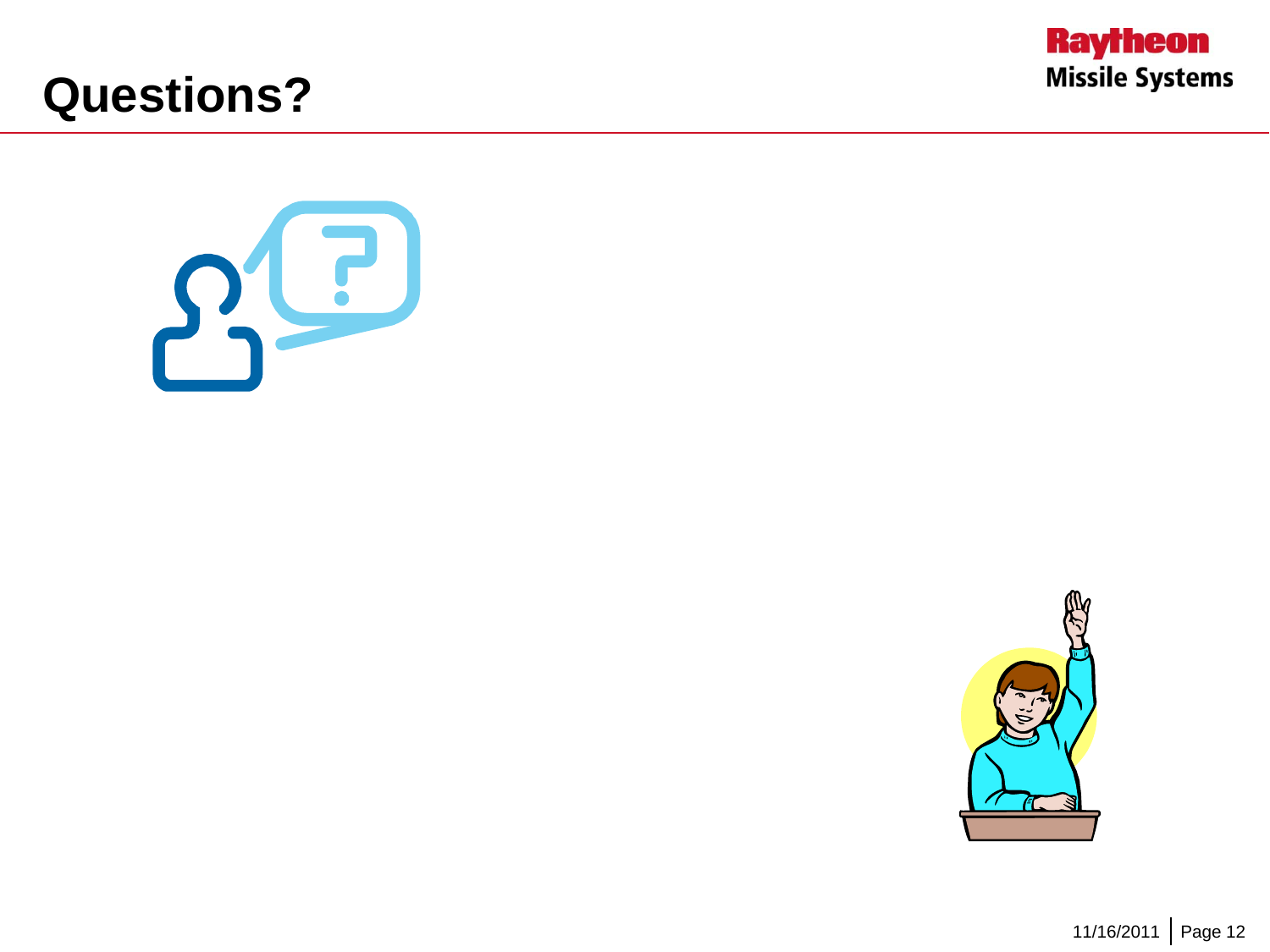# Questions?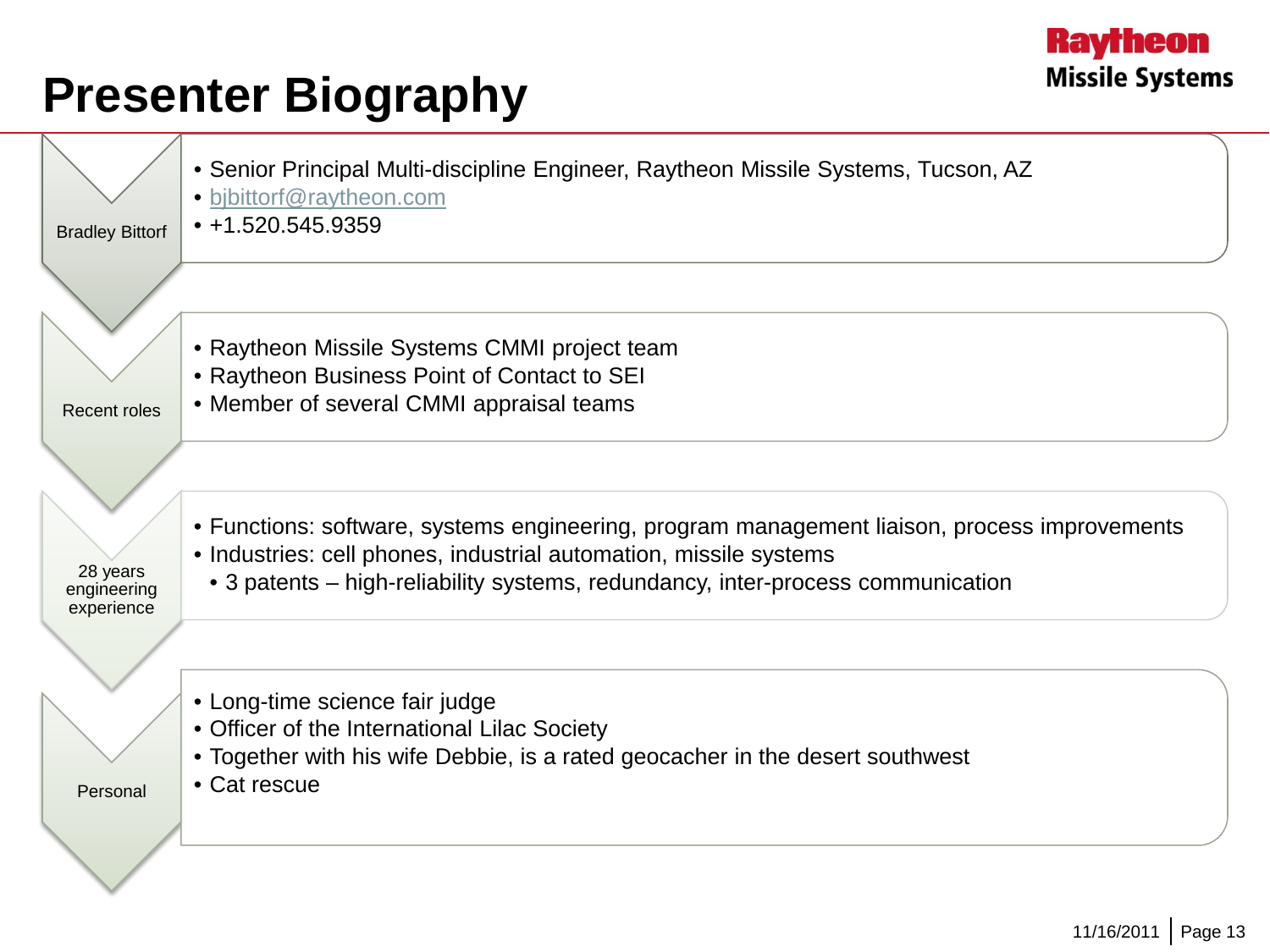# Presenter Biography

**Bradley Bittorf**

- Senior Principal Multi-discipline Engineer, Raytheon Missile Systems, Tucson, AZ
- bjbittorf@raytheon.com
- +1.520.545.9359

**Recent roles**

- Raytheon Missile Systems CMMI project team
- Raytheon Business Point of Contact to SEI
- Member of several CMMI appraisal teams

**28 years engineering experience**

- Functions: software, systems engineering, program management liaison, process improvements
- Industries: cell phones, industrial automation, missile systems
  - 3 patents – high-reliability systems, redundancy, inter-process communication

**Personal**

- Long-time science fair judge
- Officer of the International Lilac Society
- Together with his wife Debbie, is a rated geocacher in the desert southwest
- Cat rescue